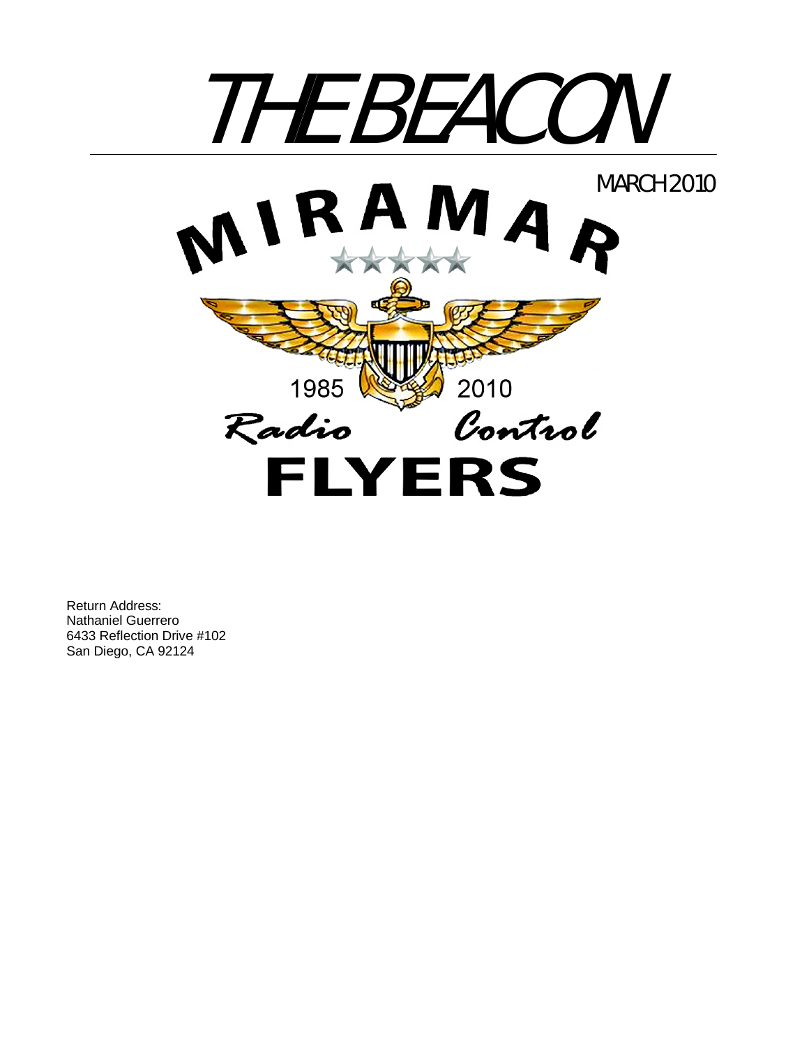# THE BEACON

MARCH 2010

MIRAMAR

1985 2010

*Radio Control*

**FLYERS**

Return Address:
Nathaniel Guerrero
6433 Reflection Drive #102
San Diego, CA 92124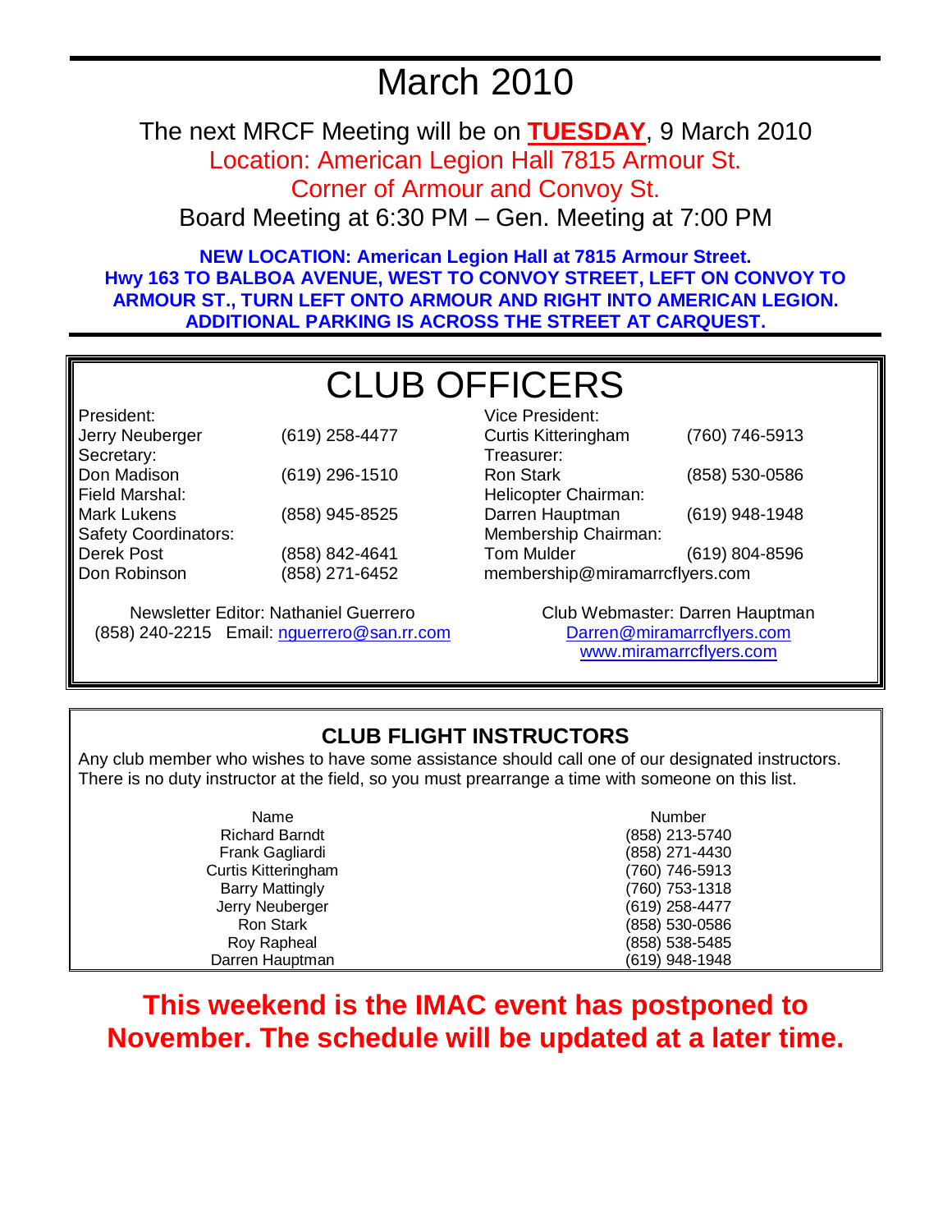# March 2010

The next MRCF Meeting will be on **TUESDAY**, 9 March 2010

Location: American Legion Hall 7815 Armour St.

Corner of Armour and Convoy St.

Board Meeting at 6:30 PM – Gen. Meeting at 7:00 PM

**NEW LOCATION: American Legion Hall at 7815 Armour Street. Hwy 163 TO BALBOA AVENUE, WEST TO CONVOY STREET, LEFT ON CONVOY TO ARMOUR ST., TURN LEFT ONTO ARMOUR AND RIGHT INTO AMERICAN LEGION. ADDITIONAL PARKING IS ACROSS THE STREET AT CARQUEST.**

# CLUB OFFICERS

President:
Jerry Neuberger (619) 258-4477

Secretary:
Don Madison (619) 296-1510

Field Marshal:
Mark Lukens (858) 945-8525

Safety Coordinators:
Derek Post (858) 842-4641
Don Robinson (858) 271-6452

Vice President:
Curtis Kitteringham (760) 746-5913

Treasurer:
Ron Stark (858) 530-0586

Helicopter Chairman:
Darren Hauptman (619) 948-1948

Membership Chairman:
Tom Mulder (619) 804-8596
membership@miramarrcflyers.com

Newsletter Editor: Nathaniel Guerrero
(858) 240-2215 Email: nguerrero@san.rr.com

Club Webmaster: Darren Hauptman
Darren@miramarrcflyers.com
www.miramarrcflyers.com

## CLUB FLIGHT INSTRUCTORS

Any club member who wishes to have some assistance should call one of our designated instructors. There is no duty instructor at the field, so you must prearrange a time with someone on this list.

| Name | Number |
|---|---|
| Richard Barndt | (858) 213-5740 |
| Frank Gagliardi | (858) 271-4430 |
| Curtis Kitteringham | (760) 746-5913 |
| Barry Mattingly | (760) 753-1318 |
| Jerry Neuberger | (619) 258-4477 |
| Ron Stark | (858) 530-0586 |
| Roy Rapheal | (858) 538-5485 |
| Darren Hauptman | (619) 948-1948 |

**This weekend is the IMAC event has postponed to November. The schedule will be updated at a later time.**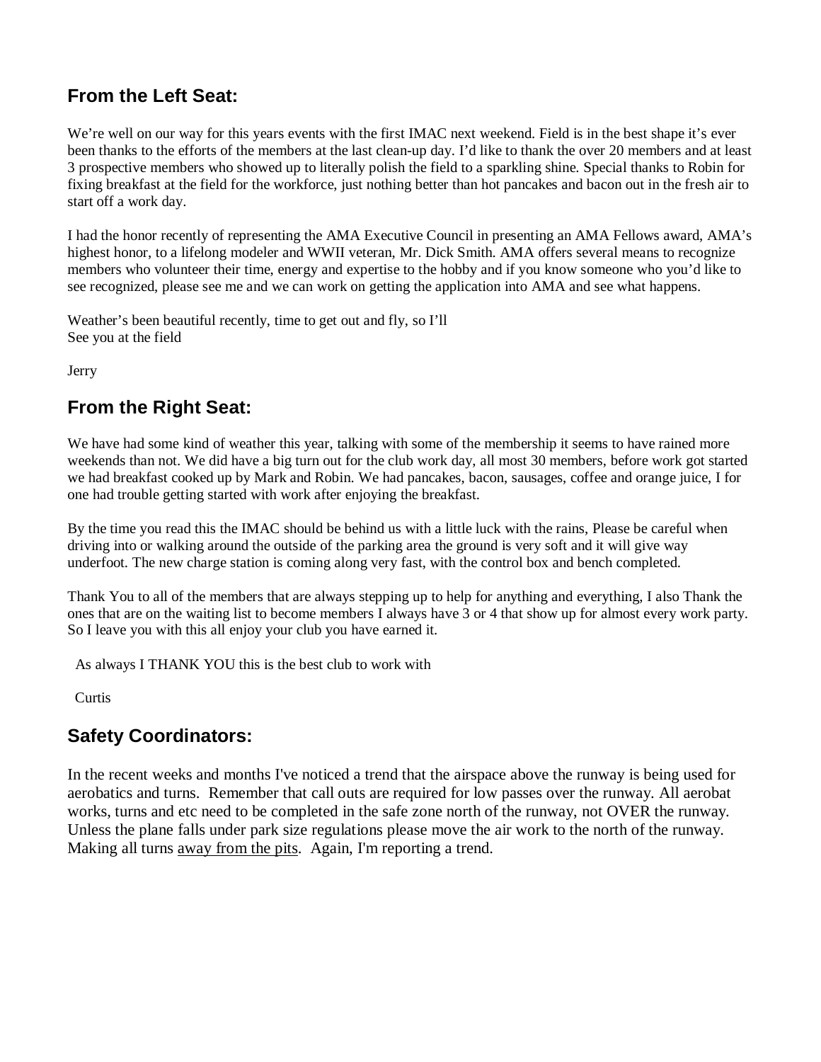## From the Left Seat:

We're well on our way for this years events with the first IMAC next weekend. Field is in the best shape it's ever been thanks to the efforts of the members at the last clean-up day. I'd like to thank the over 20 members and at least 3 prospective members who showed up to literally polish the field to a sparkling shine. Special thanks to Robin for fixing breakfast at the field for the workforce, just nothing better than hot pancakes and bacon out in the fresh air to start off a work day.

I had the honor recently of representing the AMA Executive Council in presenting an AMA Fellows award, AMA's highest honor, to a lifelong modeler and WWII veteran, Mr. Dick Smith. AMA offers several means to recognize members who volunteer their time, energy and expertise to the hobby and if you know someone who you'd like to see recognized, please see me and we can work on getting the application into AMA and see what happens.

Weather's been beautiful recently, time to get out and fly, so I'll
See you at the field

Jerry

## From the Right Seat:

We have had some kind of weather this year, talking with some of the membership it seems to have rained more weekends than not. We did have a big turn out for the club work day, all most 30 members, before work got started we had breakfast cooked up by Mark and Robin. We had pancakes, bacon, sausages, coffee and orange juice, I for one had trouble getting started with work after enjoying the breakfast.

By the time you read this the IMAC should be behind us with a little luck with the rains, Please be careful when driving into or walking around the outside of the parking area the ground is very soft and it will give way underfoot. The new charge station is coming along very fast, with the control box and bench completed.

Thank You to all of the members that are always stepping up to help for anything and everything, I also Thank the ones that are on the waiting list to become members I always have 3 or 4 that show up for almost every work party. So I leave you with this all enjoy your club you have earned it.

As always I THANK YOU this is the best club to work with

Curtis

## Safety Coordinators:

In the recent weeks and months I've noticed a trend that the airspace above the runway is being used for aerobatics and turns. Remember that call outs are required for low passes over the runway. All aerobat works, turns and etc need to be completed in the safe zone north of the runway, not OVER the runway. Unless the plane falls under park size regulations please move the air work to the north of the runway. Making all turns <u>away from the pits</u>. Again, I'm reporting a trend.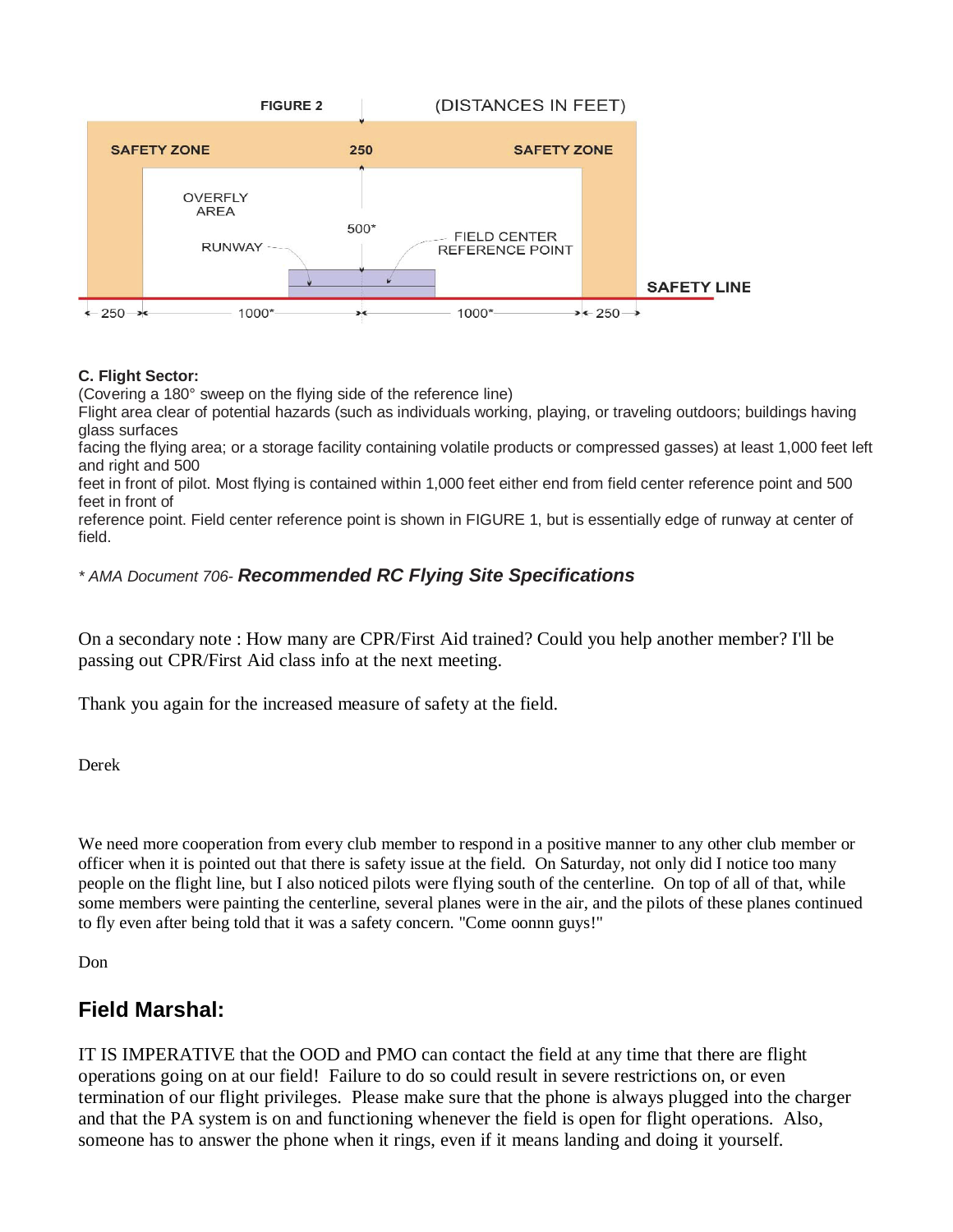FIGURE 2 (DISTANCES IN FEET)

SAFETY ZONE 250 SAFETY ZONE

OVERFLY AREA

500*

RUNWAY

FIELD CENTER REFERENCE POINT

SAFETY LINE

250 1000* 1000* 250

**C. Flight Sector:**
(Covering a 180° sweep on the flying side of the reference line)
Flight area clear of potential hazards (such as individuals working, playing, or traveling outdoors; buildings having glass surfaces facing the flying area; or a storage facility containing volatile products or compressed gasses) at least 1,000 feet left and right and 500 feet in front of pilot. Most flying is contained within 1,000 feet either end from field center reference point and 500 feet in front of reference point. Field center reference point is shown in FIGURE 1, but is essentially edge of runway at center of field.

*\* AMA Document 706-* ***Recommended RC Flying Site Specifications***

On a secondary note : How many are CPR/First Aid trained? Could you help another member? I'll be passing out CPR/First Aid class info at the next meeting.

Thank you again for the increased measure of safety at the field.

Derek

We need more cooperation from every club member to respond in a positive manner to any other club member or officer when it is pointed out that there is safety issue at the field. On Saturday, not only did I notice too many people on the flight line, but I also noticed pilots were flying south of the centerline. On top of all of that, while some members were painting the centerline, several planes were in the air, and the pilots of these planes continued to fly even after being told that it was a safety concern. "Come ooonnn guys!"

Don

## Field Marshal:

IT IS IMPERATIVE that the OOD and PMO can contact the field at any time that there are flight operations going on at our field! Failure to do so could result in severe restrictions on, or even termination of our flight privileges. Please make sure that the phone is always plugged into the charger and that the PA system is on and functioning whenever the field is open for flight operations. Also, someone has to answer the phone when it rings, even if it means landing and doing it yourself.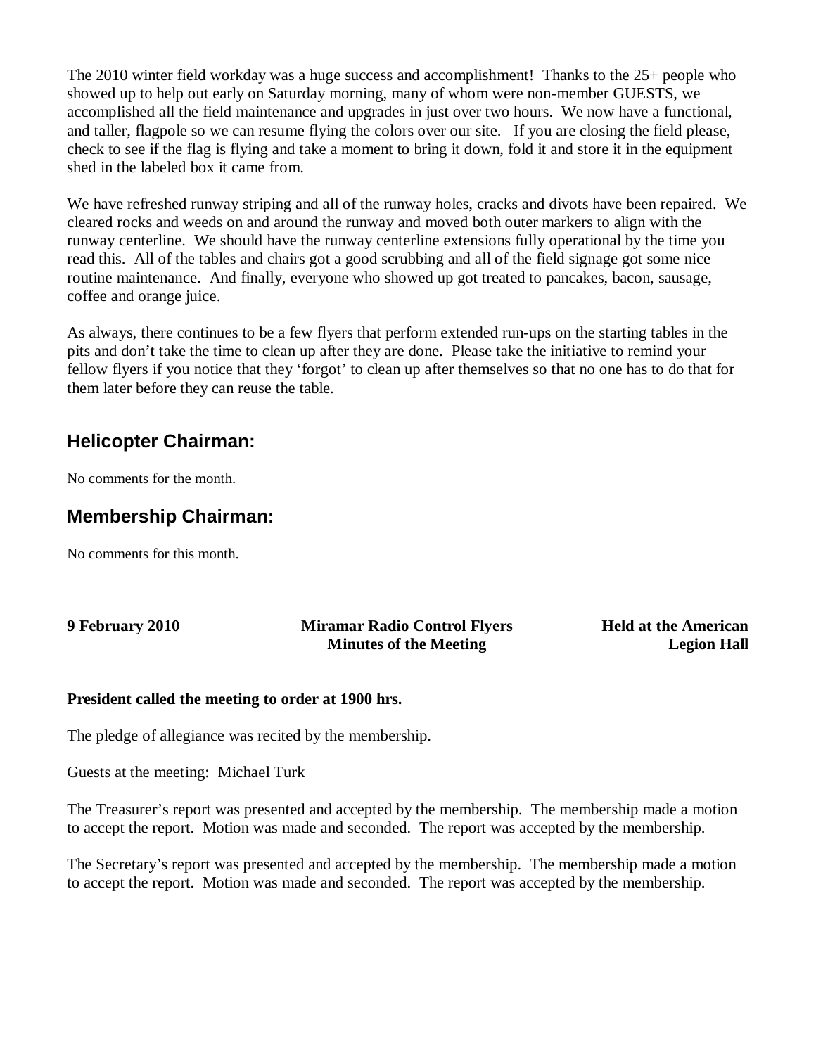The 2010 winter field workday was a huge success and accomplishment! Thanks to the 25+ people who showed up to help out early on Saturday morning, many of whom were non-member GUESTS, we accomplished all the field maintenance and upgrades in just over two hours. We now have a functional, and taller, flagpole so we can resume flying the colors over our site. If you are closing the field please, check to see if the flag is flying and take a moment to bring it down, fold it and store it in the equipment shed in the labeled box it came from.

We have refreshed runway striping and all of the runway holes, cracks and divots have been repaired. We cleared rocks and weeds on and around the runway and moved both outer markers to align with the runway centerline. We should have the runway centerline extensions fully operational by the time you read this. All of the tables and chairs got a good scrubbing and all of the field signage got some nice routine maintenance. And finally, everyone who showed up got treated to pancakes, bacon, sausage, coffee and orange juice.

As always, there continues to be a few flyers that perform extended run-ups on the starting tables in the pits and don't take the time to clean up after they are done. Please take the initiative to remind your fellow flyers if you notice that they 'forgot' to clean up after themselves so that no one has to do that for them later before they can reuse the table.

## Helicopter Chairman:

No comments for the month.

## Membership Chairman:

No comments for this month.

**9 February 2010** | **Miramar Radio Control Flyers Minutes of the Meeting** | **Held at the American Legion Hall**

**President called the meeting to order at 1900 hrs.**

The pledge of allegiance was recited by the membership.

Guests at the meeting: Michael Turk

The Treasurer's report was presented and accepted by the membership. The membership made a motion to accept the report. Motion was made and seconded. The report was accepted by the membership.

The Secretary's report was presented and accepted by the membership. The membership made a motion to accept the report. Motion was made and seconded. The report was accepted by the membership.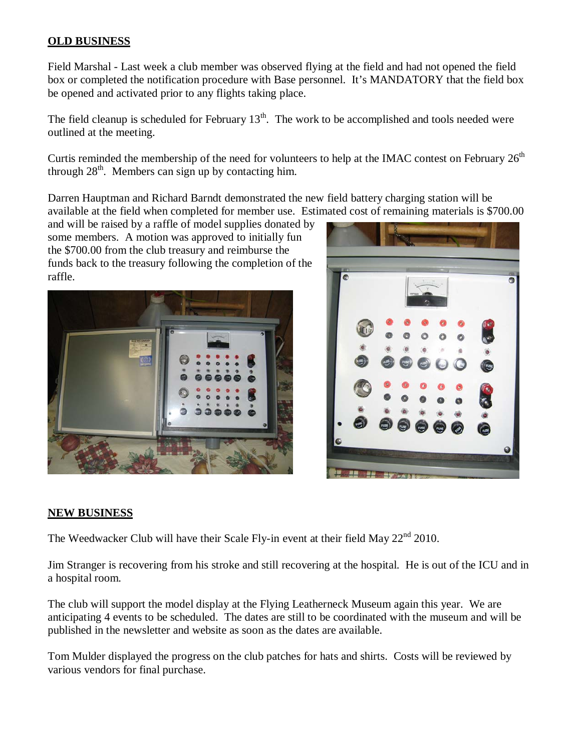## OLD BUSINESS

Field Marshal - Last week a club member was observed flying at the field and had not opened the field box or completed the notification procedure with Base personnel. It's MANDATORY that the field box be opened and activated prior to any flights taking place.

The field cleanup is scheduled for February 13th. The work to be accomplished and tools needed were outlined at the meeting.

Curtis reminded the membership of the need for volunteers to help at the IMAC contest on February 26th through 28th. Members can sign up by contacting him.

Darren Hauptman and Richard Barndt demonstrated the new field battery charging station will be available at the field when completed for member use. Estimated cost of remaining materials is $700.00 and will be raised by a raffle of model supplies donated by some members. A motion was approved to initially fun the $700.00 from the club treasury and reimburse the funds back to the treasury following the completion of the raffle.

## NEW BUSINESS

The Weedwacker Club will have their Scale Fly-in event at their field May 22nd 2010.

Jim Stranger is recovering from his stroke and still recovering at the hospital. He is out of the ICU and in a hospital room.

The club will support the model display at the Flying Leatherneck Museum again this year. We are anticipating 4 events to be scheduled. The dates are still to be coordinated with the museum and will be published in the newsletter and website as soon as the dates are available.

Tom Mulder displayed the progress on the club patches for hats and shirts. Costs will be reviewed by various vendors for final purchase.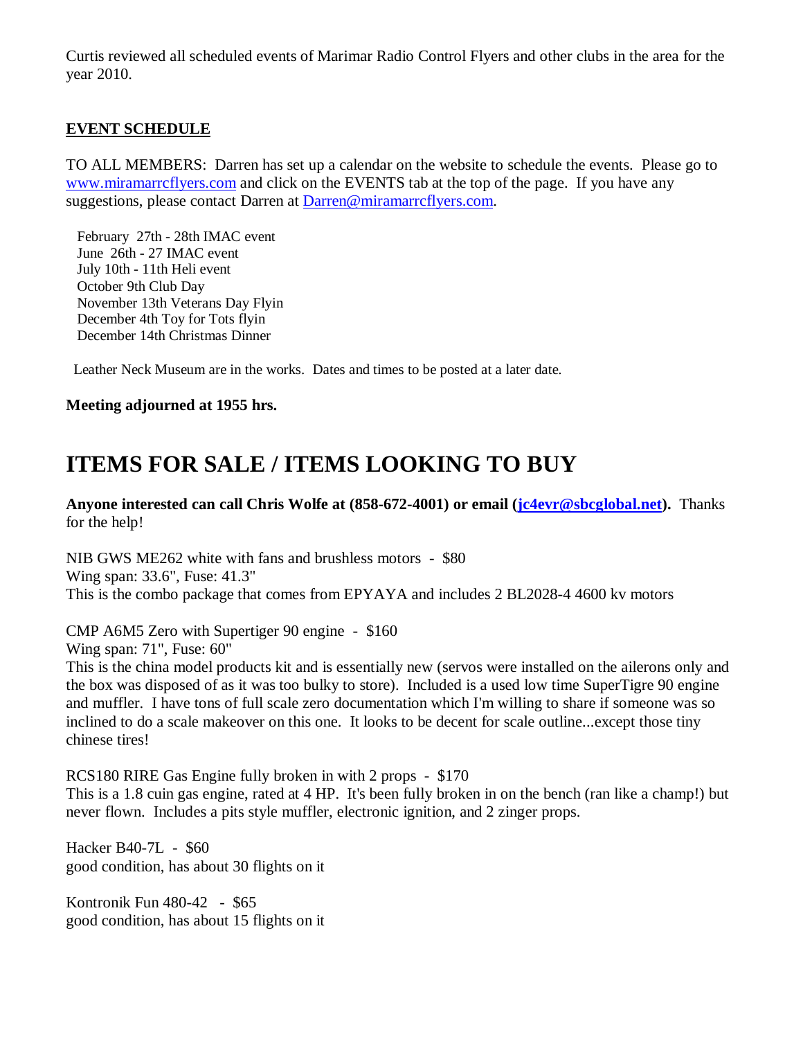Curtis reviewed all scheduled events of Marimar Radio Control Flyers and other clubs in the area for the year 2010.

**EVENT SCHEDULE**

TO ALL MEMBERS: Darren has set up a calendar on the website to schedule the events. Please go to www.miramarrcflyers.com and click on the EVENTS tab at the top of the page. If you have any suggestions, please contact Darren at Darren@miramarrcflyers.com.

February 27th - 28th IMAC event
June 26th - 27 IMAC event
July 10th - 11th Heli event
October 9th Club Day
November 13th Veterans Day Flyin
December 4th Toy for Tots flyin
December 14th Christmas Dinner

Leather Neck Museum are in the works. Dates and times to be posted at a later date.

**Meeting adjourned at 1955 hrs.**

# ITEMS FOR SALE / ITEMS LOOKING TO BUY

**Anyone interested can call Chris Wolfe at (858-672-4001) or email (jc4evr@sbcglobal.net).** Thanks for the help!

NIB GWS ME262 white with fans and brushless motors - $80
Wing span: 33.6", Fuse: 41.3"
This is the combo package that comes from EPYAYA and includes 2 BL2028-4 4600 kv motors

CMP A6M5 Zero with Supertiger 90 engine - $160
Wing span: 71", Fuse: 60"
This is the china model products kit and is essentially new (servos were installed on the ailerons only and the box was disposed of as it was too bulky to store). Included is a used low time SuperTigre 90 engine and muffler. I have tons of full scale zero documentation which I'm willing to share if someone was so inclined to do a scale makeover on this one. It looks to be decent for scale outline...except those tiny chinese tires!

RCS180 RIRE Gas Engine fully broken in with 2 props - $170
This is a 1.8 cuin gas engine, rated at 4 HP. It's been fully broken in on the bench (ran like a champ!) but never flown. Includes a pits style muffler, electronic ignition, and 2 zinger props.

Hacker B40-7L - $60
good condition, has about 30 flights on it

Kontronik Fun 480-42 - $65
good condition, has about 15 flights on it